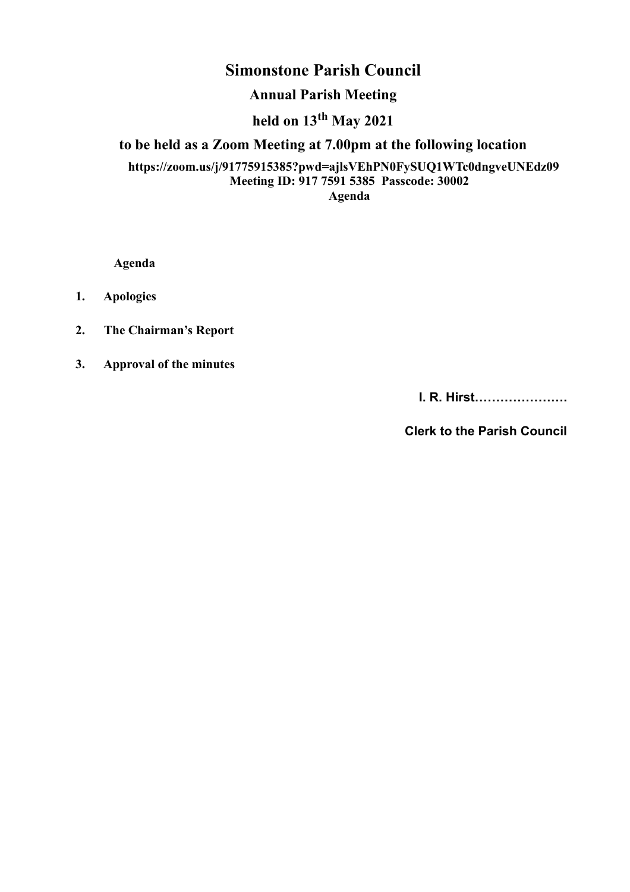# Simonstone Parish Council

## Annual Parish Meeting

## held on 13th May 2021

### to be held as a Zoom Meeting at 7.00pm at the following location

**https://zoom.us/j/91775915385?pwd=ajlsVEhPN0FySUQ1WTc0dngveUNEdz09**
**Meeting ID: 917 7591 5385 Passcode: 30002**
**Agenda**

**Agenda**

1. **Apologies**

2. **The Chairman's Report**

3. **Approval of the minutes**

**I. R. Hirst………………….**

**Clerk to the Parish Council**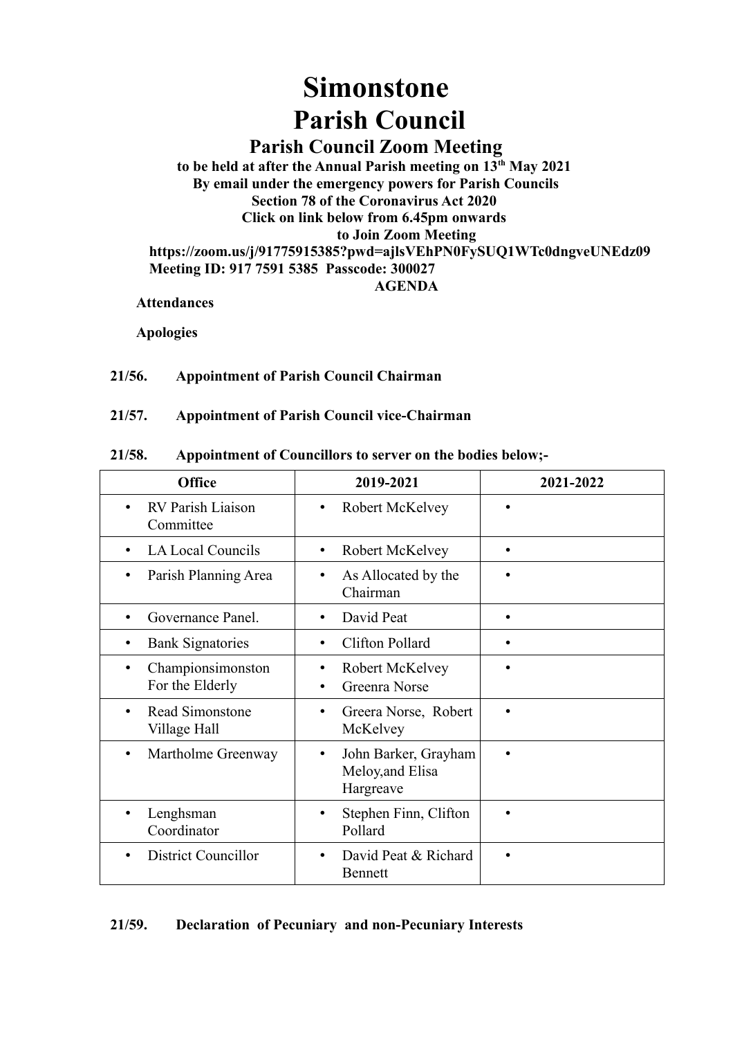# Simonstone
# Parish Council

## Parish Council Zoom Meeting

**to be held at after the Annual Parish meeting on 13th May 2021**
**By email under the emergency powers for Parish Councils**
**Section 78 of the Coronavirus Act 2020**
**Click on link below from 6.45pm onwards**
**to Join Zoom Meeting**
**https://zoom.us/j/91775915385?pwd=ajlsVEhPN0FySUQ1WTc0dngveUNEdz09**
**Meeting ID: 917 7591 5385  Passcode: 300027**

**AGENDA**

**Attendances**

**Apologies**

**21/56. Appointment of Parish Council Chairman**

**21/57. Appointment of Parish Council vice-Chairman**

**21/58. Appointment of Councillors to server on the bodies below;-**

| Office | 2019-2021 | 2021-2022 |
|---|---|---|
| • RV Parish Liaison Committee | • Robert McKelvey | • |
| • LA Local Councils | • Robert McKelvey | • |
| • Parish Planning Area | • As Allocated by the Chairman | • |
| • Governance Panel. | • David Peat | • |
| • Bank Signatories | • Clifton Pollard | • |
| • Championsimonston For the Elderly | • Robert McKelvey<br>• Greenra Norse | • |
| • Read Simonstone Village Hall | • Greera Norse, Robert McKelvey | • |
| • Martholme Greenway | • John Barker, Grayham Meloy,and Elisa Hargreave | • |
| • Lenghsman Coordinator | • Stephen Finn, Clifton Pollard | • |
| • District Councillor | • David Peat & Richard Bennett | • |

**21/59. Declaration of Pecuniary and non-Pecuniary Interests**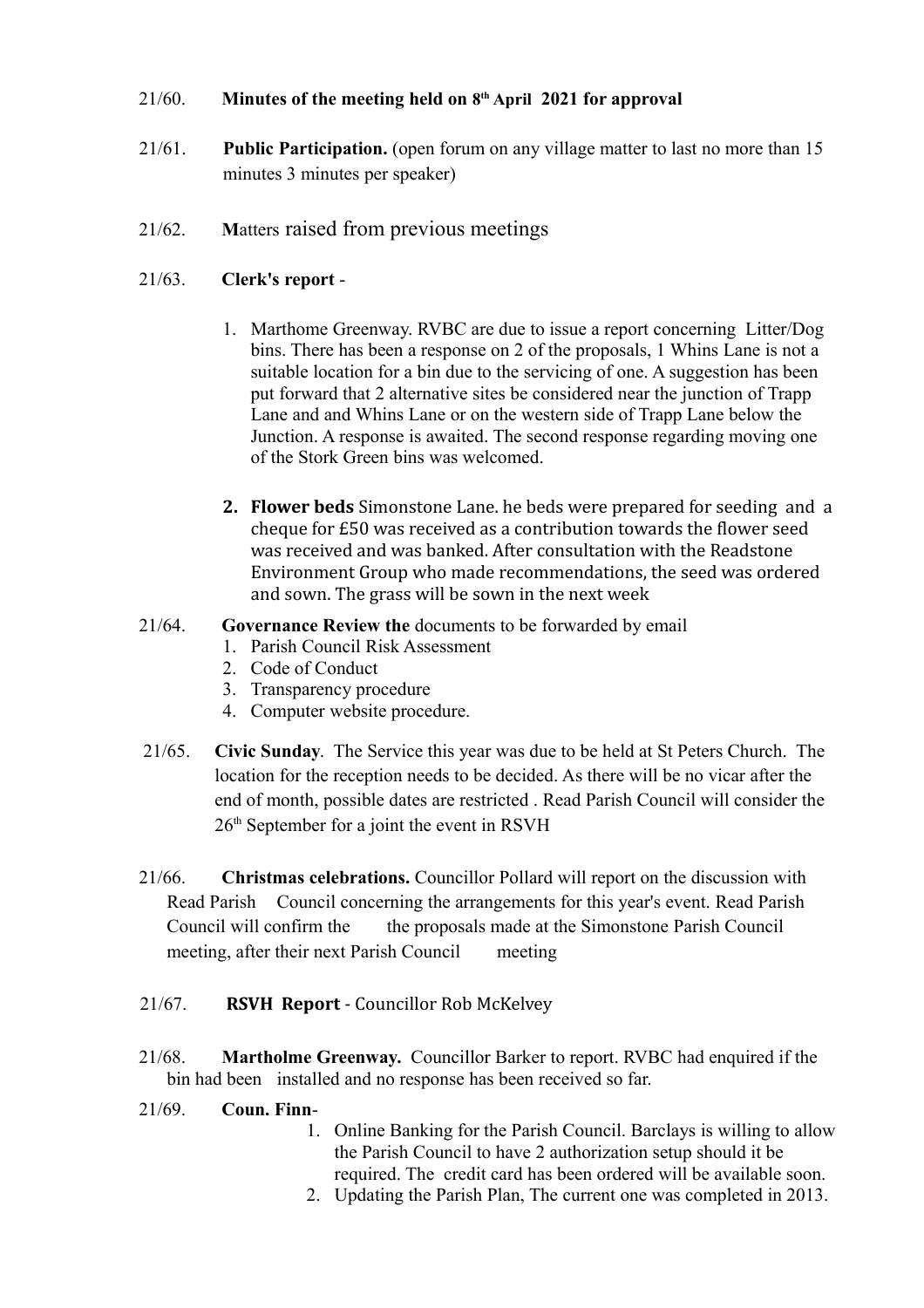21/60. **Minutes of the meeting held on 8th April 2021 for approval**

21/61. **Public Participation.** (open forum on any village matter to last no more than 15 minutes 3 minutes per speaker)

21/62. **M**atters raised from previous meetings

21/63. **Clerk's report** -

1. Marthome Greenway. RVBC are due to issue a report concerning Litter/Dog bins. There has been a response on 2 of the proposals, 1 Whins Lane is not a suitable location for a bin due to the servicing of one. A suggestion has been put forward that 2 alternative sites be considered near the junction of Trapp Lane and and Whins Lane or on the western side of Trapp Lane below the Junction. A response is awaited. The second response regarding moving one of the Stork Green bins was welcomed.

2. **Flower beds** Simonstone Lane. he beds were prepared for seeding and a cheque for £50 was received as a contribution towards the flower seed was received and was banked. After consultation with the Readstone Environment Group who made recommendations, the seed was ordered and sown. The grass will be sown in the next week

21/64. **Governance Review the** documents to be forwarded by email

1. Parish Council Risk Assessment
2. Code of Conduct
3. Transparency procedure
4. Computer website procedure.

21/65. **Civic Sunday**. The Service this year was due to be held at St Peters Church. The location for the reception needs to be decided. As there will be no vicar after the end of month, possible dates are restricted . Read Parish Council will consider the 26th September for a joint the event in RSVH

21/66. **Christmas celebrations.** Councillor Pollard will report on the discussion with Read Parish Council concerning the arrangements for this year's event. Read Parish Council will confirm the the proposals made at the Simonstone Parish Council meeting, after their next Parish Council meeting

21/67. **RSVH Report** - Councillor Rob McKelvey

21/68. **Martholme Greenway.** Councillor Barker to report. RVBC had enquired if the bin had been installed and no response has been received so far.

21/69. **Coun. Finn**-

1. Online Banking for the Parish Council. Barclays is willing to allow the Parish Council to have 2 authorization setup should it be required. The credit card has been ordered will be available soon.
2. Updating the Parish Plan, The current one was completed in 2013.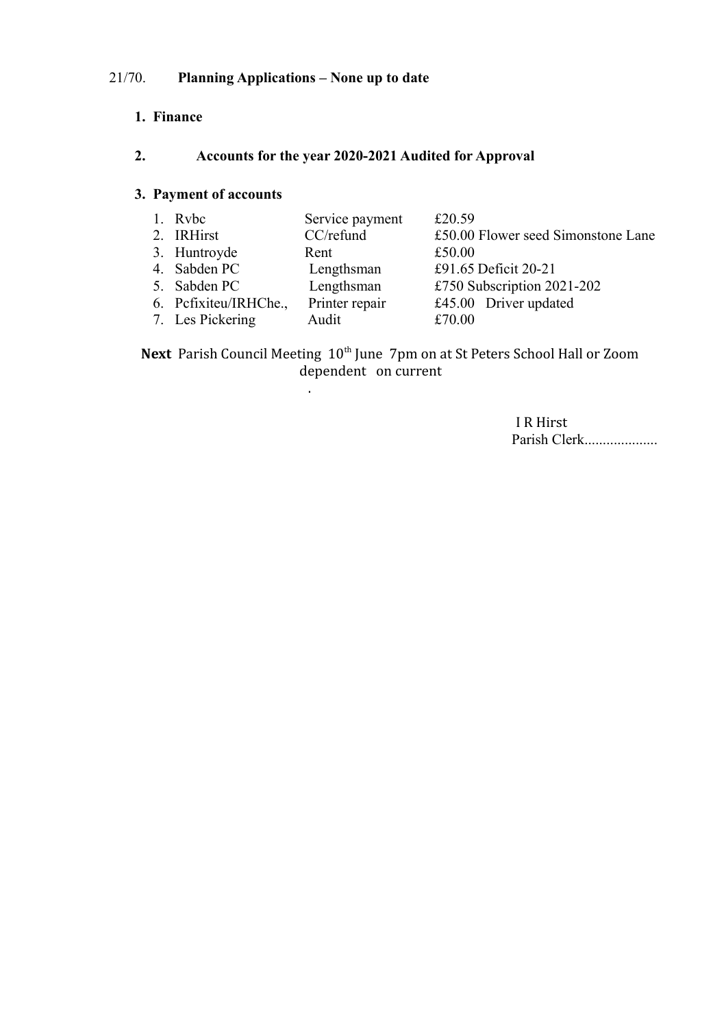21/70. **Planning Applications – None up to date**

1. **Finance**

2. **Accounts for the year 2020-2021 Audited for Approval**

3. **Payment of accounts**

| | | | |
|---|---|---|---|
| 1. | Rvbc | Service payment | £20.59 |
| 2. | IRHirst | CC/refund | £50.00 Flower seed Simonstone Lane |
| 3. | Huntroyde | Rent | £50.00 |
| 4. | Sabden PC | Lengthsman | £91.65 Deficit 20-21 |
| 5. | Sabden PC | Lengthsman | £750 Subscription 2021-202 |
| 6. | Pcfixiteu/IRHChe., | Printer repair | £45.00 Driver updated |
| 7. | Les Pickering | Audit | £70.00 |

**Next** Parish Council Meeting 10th June 7pm on at St Peters School Hall or Zoom dependent on current

.

I R Hirst
Parish Clerk...................